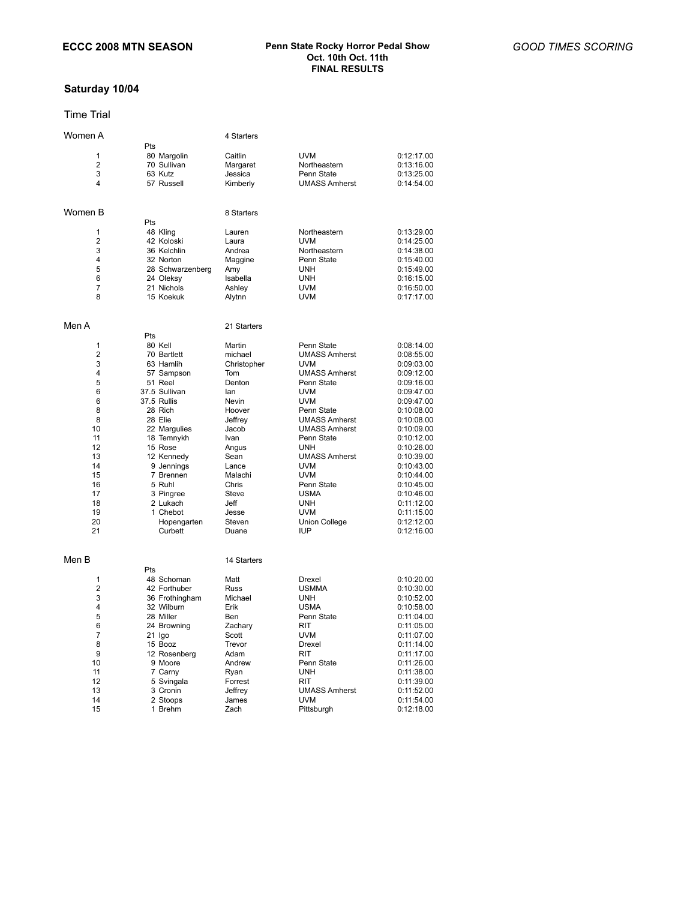**ECCC 2008 MTN SEASON**

**Penn State Rocky Horror Pedal Show**
**Oct. 10th Oct. 11th**
**FINAL RESULTS**

*GOOD TIMES SCORING*

## Saturday 10/04

### Time Trial

**Women A** — 4 Starters

| Place | Pts | Last Name | First Name | Team | Time |
|---|---|---|---|---|---|
| 1 | 80 | Margolin | Caitlin | UVM | 0:12:17.00 |
| 2 | 70 | Sullivan | Margaret | Northeastern | 0:13:16.00 |
| 3 | 63 | Kutz | Jessica | Penn State | 0:13:25.00 |
| 4 | 57 | Russell | Kimberly | UMASS Amherst | 0:14:54.00 |

**Women B** — 8 Starters

| Place | Pts | Last Name | First Name | Team | Time |
|---|---|---|---|---|---|
| 1 | 48 | Kling | Lauren | Northeastern | 0:13:29.00 |
| 2 | 42 | Koloski | Laura | UVM | 0:14:25.00 |
| 3 | 36 | Kelchlin | Andrea | Northeastern | 0:14:38.00 |
| 4 | 32 | Norton | Maggine | Penn State | 0:15:40.00 |
| 5 | 28 | Schwarzenberg | Amy | UNH | 0:15:49.00 |
| 6 | 24 | Oleksy | Isabella | UNH | 0:16:15.00 |
| 7 | 21 | Nichols | Ashley | UVM | 0:16:50.00 |
| 8 | 15 | Koekuk | Alytnn | UVM | 0:17:17.00 |

**Men A** — 21 Starters

| Place | Pts | Last Name | First Name | Team | Time |
|---|---|---|---|---|---|
| 1 | 80 | Kell | Martin | Penn State | 0:08:14.00 |
| 2 | 70 | Bartlett | michael | UMASS Amherst | 0:08:55.00 |
| 3 | 63 | Hamlih | Christopher | UVM | 0:09:03.00 |
| 4 | 57 | Sampson | Tom | UMASS Amherst | 0:09:12.00 |
| 5 | 51 | Reel | Denton | Penn State | 0:09:16.00 |
| 6 | 37.5 | Sullivan | Ian | UVM | 0:09:47.00 |
| 6 | 37.5 | Rullis | Nevin | UVM | 0:09:47.00 |
| 8 | 28 | Rich | Hoover | Penn State | 0:10:08.00 |
| 8 | 28 | Elie | Jeffrey | UMASS Amherst | 0:10:08.00 |
| 10 | 22 | Margulies | Jacob | UMASS Amherst | 0:10:09.00 |
| 11 | 18 | Temnykh | Ivan | Penn State | 0:10:12.00 |
| 12 | 15 | Rose | Angus | UNH | 0:10:26.00 |
| 13 | 12 | Kennedy | Sean | UMASS Amherst | 0:10:39.00 |
| 14 | 9 | Jennings | Lance | UVM | 0:10:43.00 |
| 15 | 7 | Brennen | Malachi | UVM | 0:10:44.00 |
| 16 | 5 | Ruhl | Chris | Penn State | 0:10:45.00 |
| 17 | 3 | Pingree | Steve | USMA | 0:10:46.00 |
| 18 | 2 | Lukach | Jeff | UNH | 0:11:12.00 |
| 19 | 1 | Chebot | Jesse | UVM | 0:11:15.00 |
| 20 | | Hopengarten | Steven | Union College | 0:12:12.00 |
| 21 | | Curbett | Duane | IUP | 0:12:16.00 |

**Men B** — 14 Starters

| Place | Pts | Last Name | First Name | Team | Time |
|---|---|---|---|---|---|
| 1 | 48 | Schoman | Matt | Drexel | 0:10:20.00 |
| 2 | 42 | Forthuber | Russ | USMMA | 0:10:30.00 |
| 3 | 36 | Frothingham | Michael | UNH | 0:10:52.00 |
| 4 | 32 | Wilburn | Erik | USMA | 0:10:58.00 |
| 5 | 28 | Miller | Ben | Penn State | 0:11:04.00 |
| 6 | 24 | Browning | Zachary | RIT | 0:11:05.00 |
| 7 | 21 | Igo | Scott | UVM | 0:11:07.00 |
| 8 | 15 | Booz | Trevor | Drexel | 0:11:14.00 |
| 9 | 12 | Rosenberg | Adam | RIT | 0:11:17.00 |
| 10 | 9 | Moore | Andrew | Penn State | 0:11:26.00 |
| 11 | 7 | Carny | Ryan | UNH | 0:11:38.00 |
| 12 | 5 | Svingala | Forrest | RIT | 0:11:39.00 |
| 13 | 3 | Cronin | Jeffrey | UMASS Amherst | 0:11:52.00 |
| 14 | 2 | Stoops | James | UVM | 0:11:54.00 |
| 15 | 1 | Brehm | Zach | Pittsburgh | 0:12:18.00 |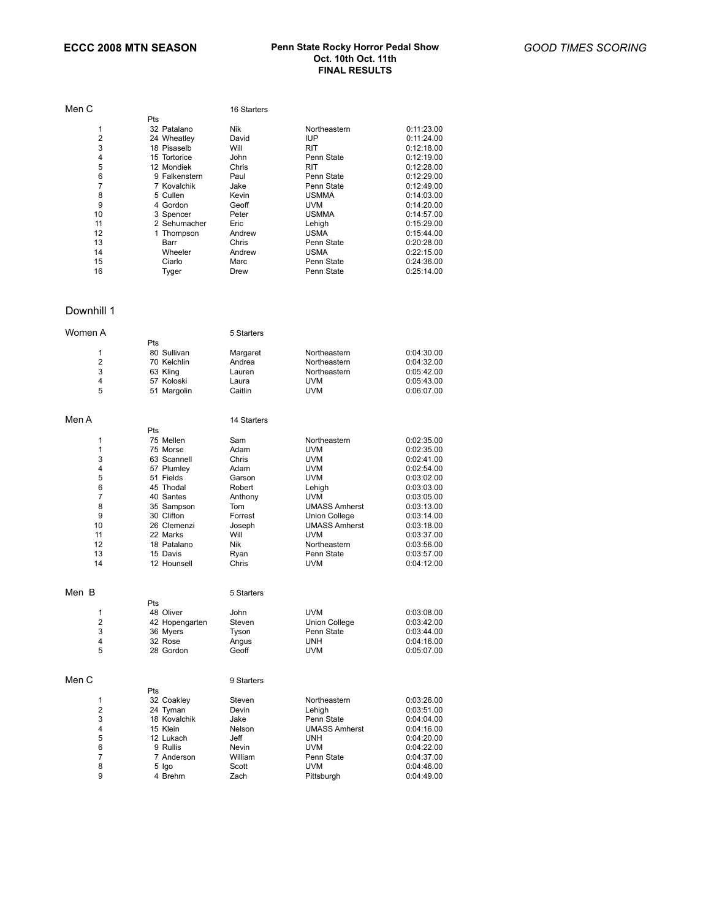**ECCC 2008 MTN SEASON**

**Penn State Rocky Horror Pedal Show**
**Oct. 10th Oct. 11th**
**FINAL RESULTS**

*GOOD TIMES SCORING*

### Men C

16 Starters

| | Pts | Last | First | Team | Time |
|---|---|---|---|---|---|
| 1 | 32 | Patalano | Nik | Northeastern | 0:11:23.00 |
| 2 | 24 | Wheatley | David | IUP | 0:11:24.00 |
| 3 | 18 | Pisaselb | Will | RIT | 0:12:18.00 |
| 4 | 15 | Tortorice | John | Penn State | 0:12:19.00 |
| 5 | 12 | Mondiek | Chris | RIT | 0:12:28.00 |
| 6 | 9 | Falkenstern | Paul | Penn State | 0:12:29.00 |
| 7 | 7 | Kovalchik | Jake | Penn State | 0:12:49.00 |
| 8 | 5 | Cullen | Kevin | USMMA | 0:14:03.00 |
| 9 | 4 | Gordon | Geoff | UVM | 0:14:20.00 |
| 10 | 3 | Spencer | Peter | USMMA | 0:14:57.00 |
| 11 | 2 | Sehumacher | Eric | Lehigh | 0:15:29.00 |
| 12 | 1 | Thompson | Andrew | USMA | 0:15:44.00 |
| 13 | | Barr | Chris | Penn State | 0:20:28.00 |
| 14 | | Wheeler | Andrew | USMA | 0:22:15.00 |
| 15 | | Ciarlo | Marc | Penn State | 0:24:36.00 |
| 16 | | Tyger | Drew | Penn State | 0:25:14.00 |

## Downhill 1

### Women A

5 Starters

| | Pts | Last | First | Team | Time |
|---|---|---|---|---|---|
| 1 | 80 | Sullivan | Margaret | Northeastern | 0:04:30.00 |
| 2 | 70 | Kelchlin | Andrea | Northeastern | 0:04:32.00 |
| 3 | 63 | Kling | Lauren | Northeastern | 0:05:42.00 |
| 4 | 57 | Koloski | Laura | UVM | 0:05:43.00 |
| 5 | 51 | Margolin | Caitlin | UVM | 0:06:07.00 |

### Men A

14 Starters

| | Pts | Last | First | Team | Time |
|---|---|---|---|---|---|
| 1 | 75 | Mellen | Sam | Northeastern | 0:02:35.00 |
| 1 | 75 | Morse | Adam | UVM | 0:02:35.00 |
| 3 | 63 | Scannell | Chris | UVM | 0:02:41.00 |
| 4 | 57 | Plumley | Adam | UVM | 0:02:54.00 |
| 5 | 51 | Fields | Garson | UVM | 0:03:02.00 |
| 6 | 45 | Thodal | Robert | Lehigh | 0:03:03.00 |
| 7 | 40 | Santes | Anthony | UVM | 0:03:05.00 |
| 8 | 35 | Sampson | Tom | UMASS Amherst | 0:03:13.00 |
| 9 | 30 | Clifton | Forrest | Union College | 0:03:14.00 |
| 10 | 26 | Clemenzi | Joseph | UMASS Amherst | 0:03:18.00 |
| 11 | 22 | Marks | Will | UVM | 0:03:37.00 |
| 12 | 18 | Patalano | Nik | Northeastern | 0:03:56.00 |
| 13 | 15 | Davis | Ryan | Penn State | 0:03:57.00 |
| 14 | 12 | Hounsell | Chris | UVM | 0:04:12.00 |

### Men B

5 Starters

| | Pts | Last | First | Team | Time |
|---|---|---|---|---|---|
| 1 | 48 | Oliver | John | UVM | 0:03:08.00 |
| 2 | 42 | Hopengarten | Steven | Union College | 0:03:42.00 |
| 3 | 36 | Myers | Tyson | Penn State | 0:03:44.00 |
| 4 | 32 | Rose | Angus | UNH | 0:04:16.00 |
| 5 | 28 | Gordon | Geoff | UVM | 0:05:07.00 |

### Men C

9 Starters

| | Pts | Last | First | Team | Time |
|---|---|---|---|---|---|
| 1 | 32 | Coakley | Steven | Northeastern | 0:03:26.00 |
| 2 | 24 | Tyman | Devin | Lehigh | 0:03:51.00 |
| 3 | 18 | Kovalchik | Jake | Penn State | 0:04:04.00 |
| 4 | 15 | Klein | Nelson | UMASS Amherst | 0:04:16.00 |
| 5 | 12 | Lukach | Jeff | UNH | 0:04:20.00 |
| 6 | 9 | Rullis | Nevin | UVM | 0:04:22.00 |
| 7 | 7 | Anderson | William | Penn State | 0:04:37.00 |
| 8 | 5 | Igo | Scott | UVM | 0:04:46.00 |
| 9 | 4 | Brehm | Zach | Pittsburgh | 0:04:49.00 |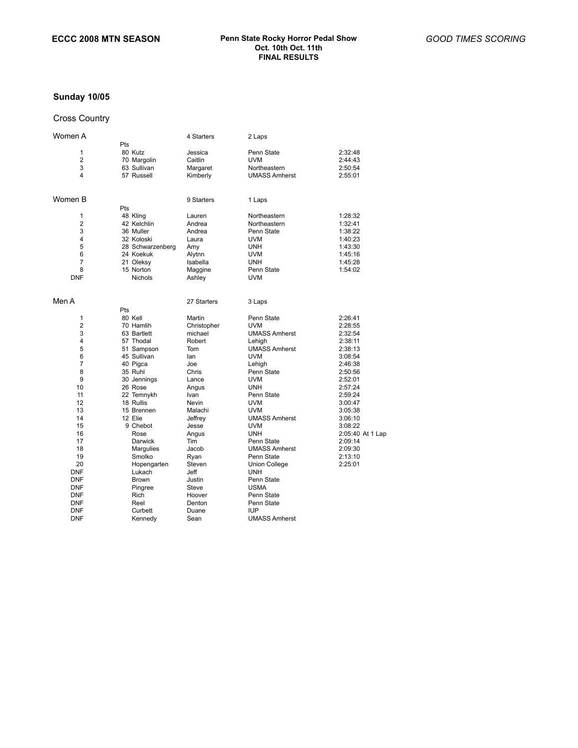**ECCC 2008 MTN SEASON**

**Penn State Rocky Horror Pedal Show**
**Oct. 10th Oct. 11th**
**FINAL RESULTS**

*GOOD TIMES SCORING*

## Sunday 10/05

### Cross Country

**Women A** — 4 Starters — 2 Laps

| Place | Pts | Last Name | First Name | School | Time |
|---|---|---|---|---|---|
| 1 | 80 | Kutz | Jessica | Penn State | 2:32:48 |
| 2 | 70 | Margolin | Caitlin | UVM | 2:44:43 |
| 3 | 63 | Sullivan | Margaret | Northeastern | 2:50:54 |
| 4 | 57 | Russell | Kimberly | UMASS Amherst | 2:55:01 |

**Women B** — 9 Starters — 1 Laps

| Place | Pts | Last Name | First Name | School | Time |
|---|---|---|---|---|---|
| 1 | 48 | Kling | Lauren | Northeastern | 1:28:32 |
| 2 | 42 | Kelchlin | Andrea | Northeastern | 1:32:41 |
| 3 | 36 | Muller | Andrea | Penn State | 1:38:22 |
| 4 | 32 | Koloski | Laura | UVM | 1:40:23 |
| 5 | 28 | Schwarzenberg | Amy | UNH | 1:43:30 |
| 6 | 24 | Koekuk | Alytnn | UVM | 1:45:16 |
| 7 | 21 | Oleksy | Isabella | UNH | 1:45:28 |
| 8 | 15 | Norton | Maggine | Penn State | 1:54:02 |
| DNF | | Nichols | Ashley | UVM | |

**Men A** — 27 Starters — 3 Laps

| Place | Pts | Last Name | First Name | School | Time |
|---|---|---|---|---|---|
| 1 | 80 | Kell | Martin | Penn State | 2:26:41 |
| 2 | 70 | Hamlih | Christopher | UVM | 2:28:55 |
| 3 | 63 | Bartlett | michael | UMASS Amherst | 2:32:54 |
| 4 | 57 | Thodal | Robert | Lehigh | 2:38:11 |
| 5 | 51 | Sampson | Tom | UMASS Amherst | 2:38:13 |
| 6 | 45 | Sullivan | Ian | UVM | 3:08:54 |
| 7 | 40 | Pigca | Joe | Lehigh | 2:46:38 |
| 8 | 35 | Ruhl | Chris | Penn State | 2:50:56 |
| 9 | 30 | Jennings | Lance | UVM | 2:52:01 |
| 10 | 26 | Rose | Angus | UNH | 2:57:24 |
| 11 | 22 | Temnykh | Ivan | Penn State | 2:59:24 |
| 12 | 18 | Rullis | Nevin | UVM | 3:00:47 |
| 13 | 15 | Brennen | Malachi | UVM | 3:05:38 |
| 14 | 12 | Elie | Jeffrey | UMASS Amherst | 3:06:10 |
| 15 | 9 | Chebot | Jesse | UVM | 3:08:22 |
| 16 | | Rose | Angus | UNH | 2:05:40 At 1 Lap |
| 17 | | Darwick | Tim | Penn State | 2:09:14 |
| 18 | | Margulies | Jacob | UMASS Amherst | 2:09:30 |
| 19 | | Smolko | Ryan | Penn State | 2:13:10 |
| 20 | | Hopengarten | Steven | Union College | 2:25:01 |
| DNF | | Lukach | Jeff | UNH | |
| DNF | | Brown | Justin | Penn State | |
| DNF | | Pingree | Steve | USMA | |
| DNF | | Rich | Hoover | Penn State | |
| DNF | | Reel | Denton | Penn State | |
| DNF | | Curbett | Duane | IUP | |
| DNF | | Kennedy | Sean | UMASS Amherst | |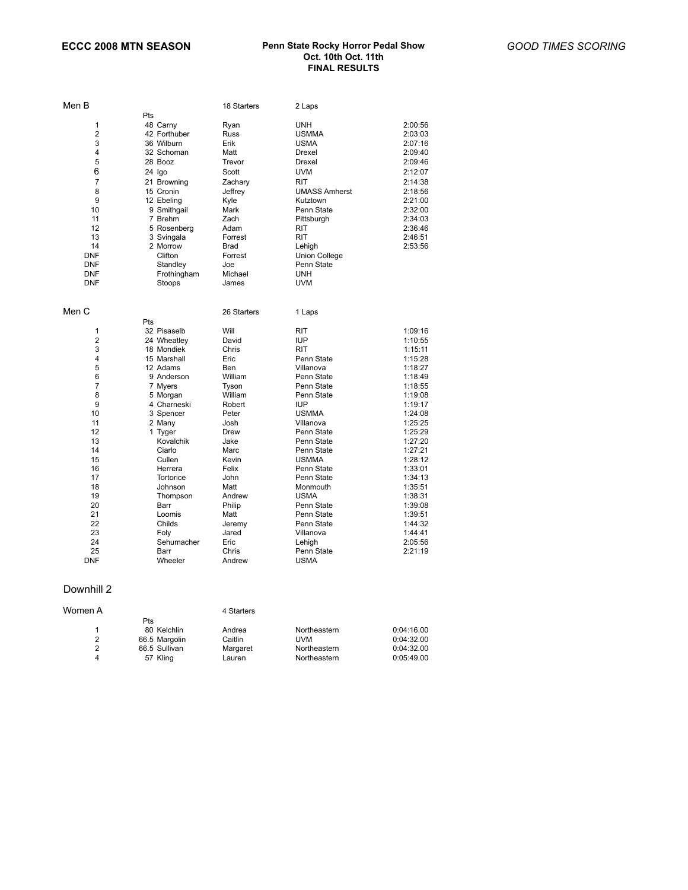**ECCC 2008 MTN SEASON**

**Penn State Rocky Horror Pedal Show**
**Oct. 10th Oct. 11th**
**FINAL RESULTS**

*GOOD TIMES SCORING*

Men B — 18 Starters — 2 Laps

| Place | Pts | Last Name | First Name | School | Time |
|---|---|---|---|---|---|
| 1 | 48 | Carny | Ryan | UNH | 2:00:56 |
| 2 | 42 | Forthuber | Russ | USMMA | 2:03:03 |
| 3 | 36 | Wilburn | Erik | USMA | 2:07:16 |
| 4 | 32 | Schoman | Matt | Drexel | 2:09:40 |
| 5 | 28 | Booz | Trevor | Drexel | 2:09:46 |
| 6 | 24 | Igo | Scott | UVM | 2:12:07 |
| 7 | 21 | Browning | Zachary | RIT | 2:14:38 |
| 8 | 15 | Cronin | Jeffrey | UMASS Amherst | 2:18:56 |
| 9 | 12 | Ebeling | Kyle | Kutztown | 2:21:00 |
| 10 | 9 | Smithgail | Mark | Penn State | 2:32:00 |
| 11 | 7 | Brehm | Zach | Pittsburgh | 2:34:03 |
| 12 | 5 | Rosenberg | Adam | RIT | 2:36:46 |
| 13 | 3 | Svingala | Forrest | RIT | 2:46:51 |
| 14 | 2 | Morrow | Brad | Lehigh | 2:53:56 |
| DNF | | Clifton | Forrest | Union College | |
| DNF | | Standley | Joe | Penn State | |
| DNF | | Frothingham | Michael | UNH | |
| DNF | | Stoops | James | UVM | |

Men C — 26 Starters — 1 Laps

| Place | Pts | Last Name | First Name | School | Time |
|---|---|---|---|---|---|
| 1 | 32 | Pisaselb | Will | RIT | 1:09:16 |
| 2 | 24 | Wheatley | David | IUP | 1:10:55 |
| 3 | 18 | Mondiek | Chris | RIT | 1:15:11 |
| 4 | 15 | Marshall | Eric | Penn State | 1:15:28 |
| 5 | 12 | Adams | Ben | Villanova | 1:18:27 |
| 6 | 9 | Anderson | William | Penn State | 1:18:49 |
| 7 | 7 | Myers | Tyson | Penn State | 1:18:55 |
| 8 | 5 | Morgan | William | Penn State | 1:19:08 |
| 9 | 4 | Charneski | Robert | IUP | 1:19:17 |
| 10 | 3 | Spencer | Peter | USMMA | 1:24:08 |
| 11 | 2 | Many | Josh | Villanova | 1:25:25 |
| 12 | 1 | Tyger | Drew | Penn State | 1:25:29 |
| 13 | | Kovalchik | Jake | Penn State | 1:27:20 |
| 14 | | Ciarlo | Marc | Penn State | 1:27:21 |
| 15 | | Cullen | Kevin | USMMA | 1:28:12 |
| 16 | | Herrera | Felix | Penn State | 1:33:01 |
| 17 | | Tortorice | John | Penn State | 1:34:13 |
| 18 | | Johnson | Matt | Monmouth | 1:35:51 |
| 19 | | Thompson | Andrew | USMA | 1:38:31 |
| 20 | | Barr | Philip | Penn State | 1:39:08 |
| 21 | | Loomis | Matt | Penn State | 1:39:51 |
| 22 | | Childs | Jeremy | Penn State | 1:44:32 |
| 23 | | Foly | Jared | Villanova | 1:44:41 |
| 24 | | Sehumacher | Eric | Lehigh | 2:05:56 |
| 25 | | Barr | Chris | Penn State | 2:21:19 |
| DNF | | Wheeler | Andrew | USMA | |

## Downhill 2

Women A — 4 Starters

| Place | Pts | Last Name | First Name | School | Time |
|---|---|---|---|---|---|
| 1 | 80 | Kelchlin | Andrea | Northeastern | 0:04:16.00 |
| 2 | 66.5 | Margolin | Caitlin | UVM | 0:04:32.00 |
| 2 | 66.5 | Sullivan | Margaret | Northeastern | 0:04:32.00 |
| 4 | 57 | Kling | Lauren | Northeastern | 0:05:49.00 |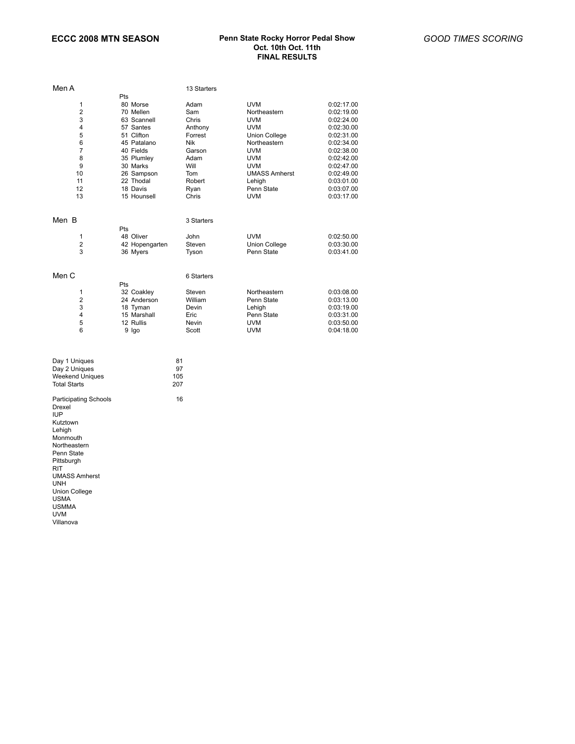**ECCC 2008 MTN SEASON**

**Penn State Rocky Horror Pedal Show**
**Oct. 10th Oct. 11th**
**FINAL RESULTS**

*GOOD TIMES SCORING*

## Men A

13 Starters

| | Pts | | | | |
|---|---|---|---|---|---|
| 1 | 80 | Morse | Adam | UVM | 0:02:17.00 |
| 2 | 70 | Mellen | Sam | Northeastern | 0:02:19.00 |
| 3 | 63 | Scannell | Chris | UVM | 0:02:24.00 |
| 4 | 57 | Santes | Anthony | UVM | 0:02:30.00 |
| 5 | 51 | Clifton | Forrest | Union College | 0:02:31.00 |
| 6 | 45 | Patalano | Nik | Northeastern | 0:02:34.00 |
| 7 | 40 | Fields | Garson | UVM | 0:02:38.00 |
| 8 | 35 | Plumley | Adam | UVM | 0:02:42.00 |
| 9 | 30 | Marks | Will | UVM | 0:02:47.00 |
| 10 | 26 | Sampson | Tom | UMASS Amherst | 0:02:49.00 |
| 11 | 22 | Thodal | Robert | Lehigh | 0:03:01.00 |
| 12 | 18 | Davis | Ryan | Penn State | 0:03:07.00 |
| 13 | 15 | Hounsell | Chris | UVM | 0:03:17.00 |

## Men B

3 Starters

| | Pts | | | | |
|---|---|---|---|---|---|
| 1 | 48 | Oliver | John | UVM | 0:02:50.00 |
| 2 | 42 | Hopengarten | Steven | Union College | 0:03:30.00 |
| 3 | 36 | Myers | Tyson | Penn State | 0:03:41.00 |

## Men C

6 Starters

| | Pts | | | | |
|---|---|---|---|---|---|
| 1 | 32 | Coakley | Steven | Northeastern | 0:03:08.00 |
| 2 | 24 | Anderson | William | Penn State | 0:03:13.00 |
| 3 | 18 | Tyman | Devin | Lehigh | 0:03:19.00 |
| 4 | 15 | Marshall | Eric | Penn State | 0:03:31.00 |
| 5 | 12 | Rullis | Nevin | UVM | 0:03:50.00 |
| 6 | 9 | Igo | Scott | UVM | 0:04:18.00 |

| | |
|---|---|
| Day 1 Uniques | 81 |
| Day 2 Uniques | 97 |
| Weekend Uniques | 105 |
| Total Starts | 207 |

Participating Schools 16

Drexel
IUP
Kutztown
Lehigh
Monmouth
Northeastern
Penn State
Pittsburgh
RIT
UMASS Amherst
UNH
Union College
USMA
USMMA
UVM
Villanova